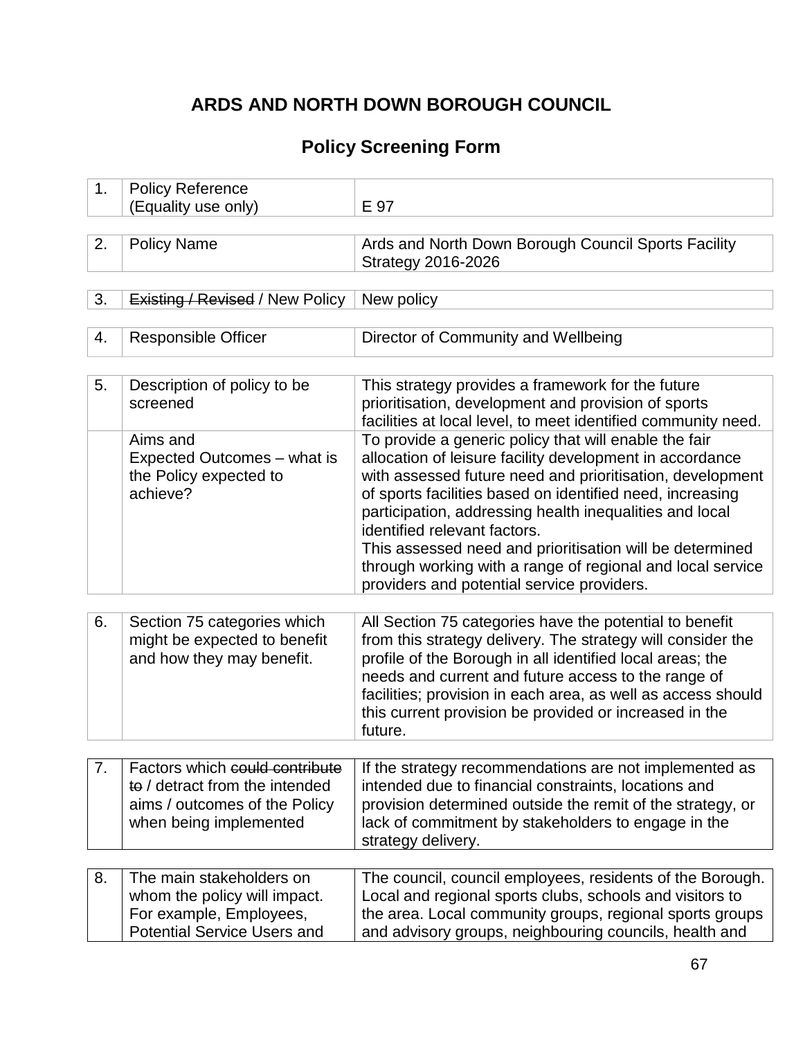# ARDS AND NORTH DOWN BOROUGH COUNCIL

## Policy Screening Form

| | | |
|---|---|---|
| 1. | Policy Reference (Equality use only) | E 97 |

| | | |
|---|---|---|
| 2. | Policy Name | Ards and North Down Borough Council Sports Facility Strategy 2016-2026 |

| | | |
|---|---|---|
| 3. | ~~Existing / Revised~~ / New Policy | New policy |

| | | |
|---|---|---|
| 4. | Responsible Officer | Director of Community and Wellbeing |

| | | |
|---|---|---|
| 5. | Description of policy to be screened | This strategy provides a framework for the future prioritisation, development and provision of sports facilities at local level, to meet identified community need. |
| | Aims and Expected Outcomes – what is the Policy expected to achieve? | To provide a generic policy that will enable the fair allocation of leisure facility development in accordance with assessed future need and prioritisation, development of sports facilities based on identified need, increasing participation, addressing health inequalities and local identified relevant factors.<br>This assessed need and prioritisation will be determined through working with a range of regional and local service providers and potential service providers. |

| | | |
|---|---|---|
| 6. | Section 75 categories which might be expected to benefit and how they may benefit. | All Section 75 categories have the potential to benefit from this strategy delivery. The strategy will consider the profile of the Borough in all identified local areas; the needs and current and future access to the range of facilities; provision in each area, as well as access should this current provision be provided or increased in the future. |

| | | |
|---|---|---|
| 7. | Factors which ~~could contribute to~~ / detract from the intended aims / outcomes of the Policy when being implemented | If the strategy recommendations are not implemented as intended due to financial constraints, locations and provision determined outside the remit of the strategy, or lack of commitment by stakeholders to engage in the strategy delivery. |

| | | |
|---|---|---|
| 8. | The main stakeholders on whom the policy will impact. For example, Employees, Potential Service Users and | The council, council employees, residents of the Borough. Local and regional sports clubs, schools and visitors to the area. Local community groups, regional sports groups and advisory groups, neighbouring councils, health and |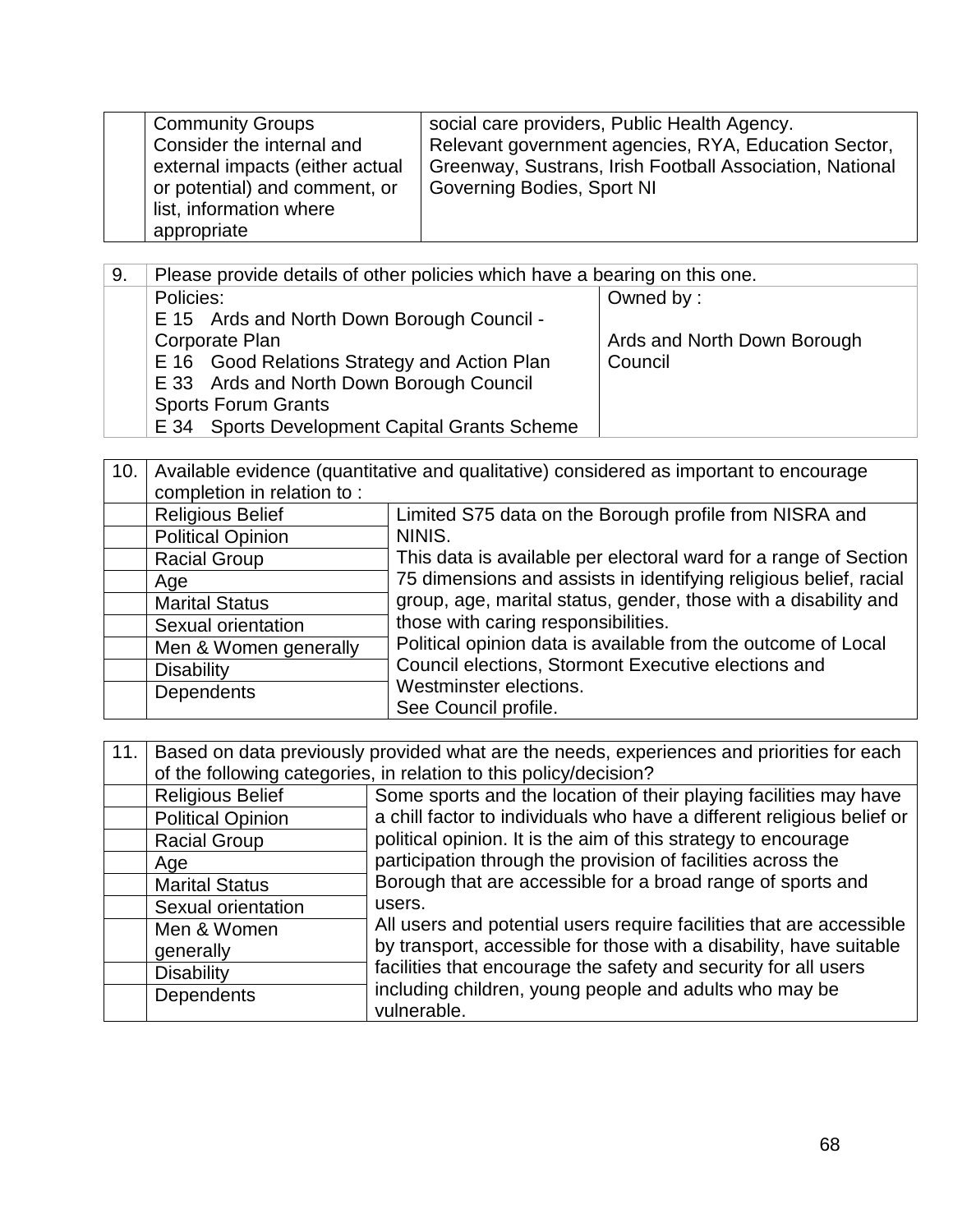|  | Community Groups<br>Consider the internal and external impacts (either actual or potential) and comment, or list, information where appropriate | social care providers, Public Health Agency.<br>Relevant government agencies, RYA, Education Sector, Greenway, Sustrans, Irish Football Association, National Governing Bodies, Sport NI |
|---|---|---|

| 9. | Please provide details of other policies which have a bearing on this one. | |
|---|---|---|
|  | Policies:<br>E 15 Ards and North Down Borough Council - Corporate Plan<br>E 16 Good Relations Strategy and Action Plan<br>E 33 Ards and North Down Borough Council Sports Forum Grants<br>E 34 Sports Development Capital Grants Scheme | Owned by :<br><br>Ards and North Down Borough Council |

| 10. | Available evidence (quantitative and qualitative) considered as important to encourage completion in relation to : | |
|---|---|---|
|  | Religious Belief | Limited S75 data on the Borough profile from NISRA and NINIS.<br>This data is available per electoral ward for a range of Section 75 dimensions and assists in identifying religious belief, racial group, age, marital status, gender, those with a disability and those with caring responsibilities.<br>Political opinion data is available from the outcome of Local Council elections, Stormont Executive elections and Westminster elections.<br>See Council profile. |
|  | Political Opinion | |
|  | Racial Group | |
|  | Age | |
|  | Marital Status | |
|  | Sexual orientation | |
|  | Men & Women generally | |
|  | Disability | |
|  | Dependents | |

| 11. | Based on data previously provided what are the needs, experiences and priorities for each of the following categories, in relation to this policy/decision? | |
|---|---|---|
|  | Religious Belief | Some sports and the location of their playing facilities may have a chill factor to individuals who have a different religious belief or political opinion. It is the aim of this strategy to encourage participation through the provision of facilities across the Borough that are accessible for a broad range of sports and users.<br>All users and potential users require facilities that are accessible by transport, accessible for those with a disability, have suitable facilities that encourage the safety and security for all users including children, young people and adults who may be vulnerable. |
|  | Political Opinion | |
|  | Racial Group | |
|  | Age | |
|  | Marital Status | |
|  | Sexual orientation | |
|  | Men & Women generally | |
|  | Disability | |
|  | Dependents | |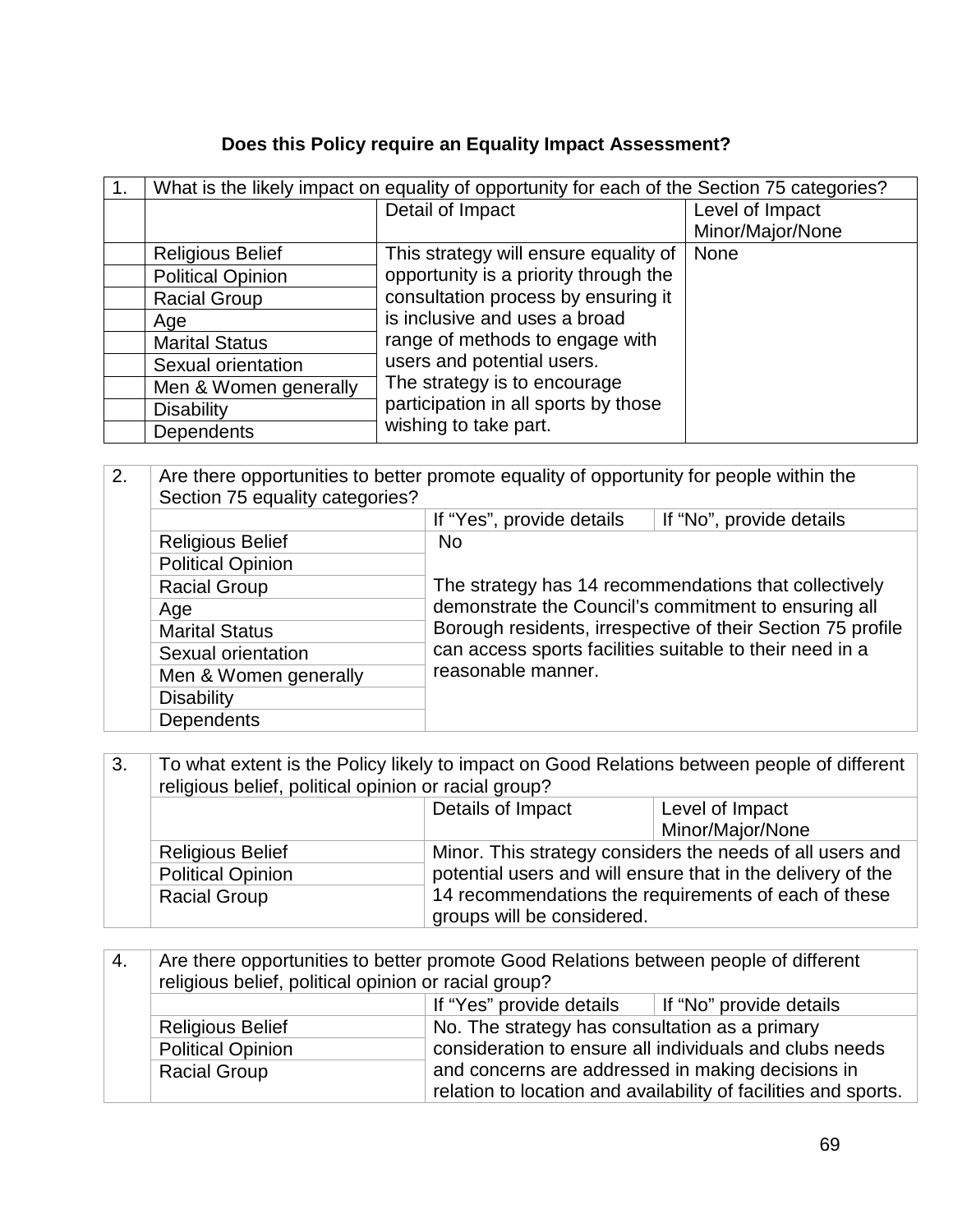**Does this Policy require an Equality Impact Assessment?**

| 1. | What is the likely impact on equality of opportunity for each of the Section 75 categories? | | |
|---|---|---|---|
| | | Detail of Impact | Level of Impact Minor/Major/None |
| | Religious Belief | This strategy will ensure equality of opportunity is a priority through the consultation process by ensuring it is inclusive and uses a broad range of methods to engage with users and potential users. The strategy is to encourage participation in all sports by those wishing to take part. | None |
| | Political Opinion | | |
| | Racial Group | | |
| | Age | | |
| | Marital Status | | |
| | Sexual orientation | | |
| | Men & Women generally | | |
| | Disability | | |
| | Dependents | | |

| 2. | Are there opportunities to better promote equality of opportunity for people within the Section 75 equality categories? | | |
|---|---|---|---|
| | | If "Yes", provide details | If "No", provide details |
| | Religious Belief | No<br><br>The strategy has 14 recommendations that collectively demonstrate the Council's commitment to ensuring all Borough residents, irrespective of their Section 75 profile can access sports facilities suitable to their need in a reasonable manner. | |
| | Political Opinion | | |
| | Racial Group | | |
| | Age | | |
| | Marital Status | | |
| | Sexual orientation | | |
| | Men & Women generally | | |
| | Disability | | |
| | Dependents | | |

| 3. | To what extent is the Policy likely to impact on Good Relations between people of different religious belief, political opinion or racial group? | | |
|---|---|---|---|
| | | Details of Impact | Level of Impact Minor/Major/None |
| | Religious Belief | Minor. This strategy considers the needs of all users and potential users and will ensure that in the delivery of the 14 recommendations the requirements of each of these groups will be considered. | |
| | Political Opinion | | |
| | Racial Group | | |

| 4. | Are there opportunities to better promote Good Relations between people of different religious belief, political opinion or racial group? | | |
|---|---|---|---|
| | | If "Yes" provide details | If "No" provide details |
| | Religious Belief | No. The strategy has consultation as a primary consideration to ensure all individuals and clubs needs and concerns are addressed in making decisions in relation to location and availability of facilities and sports. | |
| | Political Opinion | | |
| | Racial Group | | |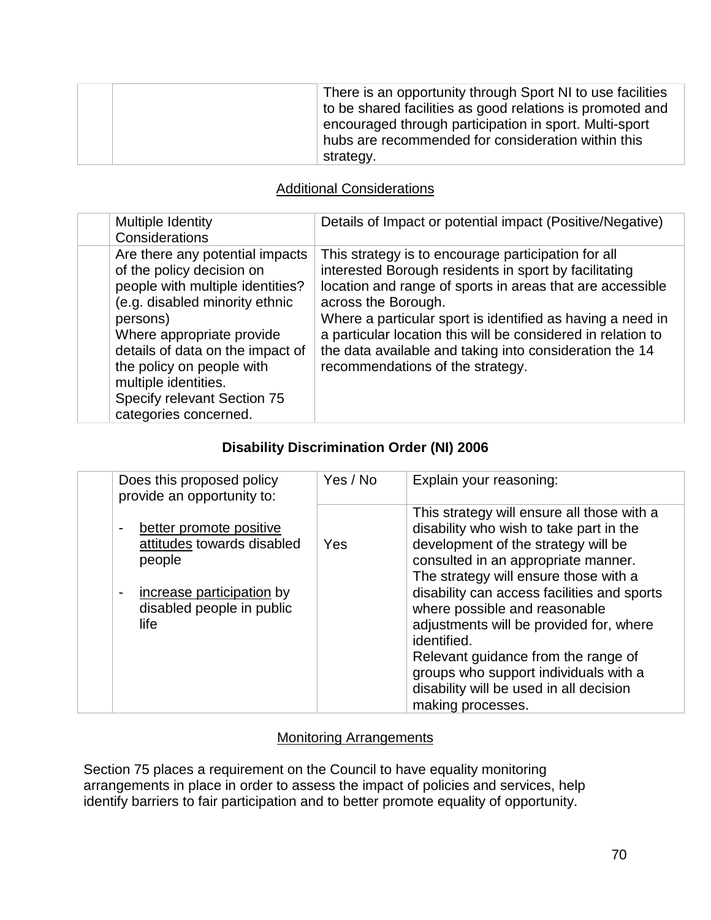| | | |
|---|---|---|
| | | There is an opportunity through Sport NI to use facilities to be shared facilities as good relations is promoted and encouraged through participation in sport. Multi-sport hubs are recommended for consideration within this strategy. |

<u>Additional Considerations</u>

| | Multiple Identity Considerations | Details of Impact or potential impact (Positive/Negative) |
|---|---|---|
| | Are there any potential impacts of the policy decision on people with multiple identities? (e.g. disabled minority ethnic persons)<br>Where appropriate provide details of data on the impact of the policy on people with multiple identities.<br>Specify relevant Section 75 categories concerned. | This strategy is to encourage participation for all interested Borough residents in sport by facilitating location and range of sports in areas that are accessible across the Borough.<br>Where a particular sport is identified as having a need in a particular location this will be considered in relation to the data available and taking into consideration the 14 recommendations of the strategy. |

**Disability Discrimination Order (NI) 2006**

| | Does this proposed policy provide an opportunity to: | Yes / No | Explain your reasoning: |
|---|---|---|---|
| | - <u>better promote positive attitudes</u> towards disabled people<br>- <u>increase participation</u> by disabled people in public life | Yes | This strategy will ensure all those with a disability who wish to take part in the development of the strategy will be consulted in an appropriate manner.<br>The strategy will ensure those with a disability can access facilities and sports where possible and reasonable adjustments will be provided for, where identified.<br>Relevant guidance from the range of groups who support individuals with a disability will be used in all decision making processes. |

<u>Monitoring Arrangements</u>

Section 75 places a requirement on the Council to have equality monitoring arrangements in place in order to assess the impact of policies and services, help identify barriers to fair participation and to better promote equality of opportunity.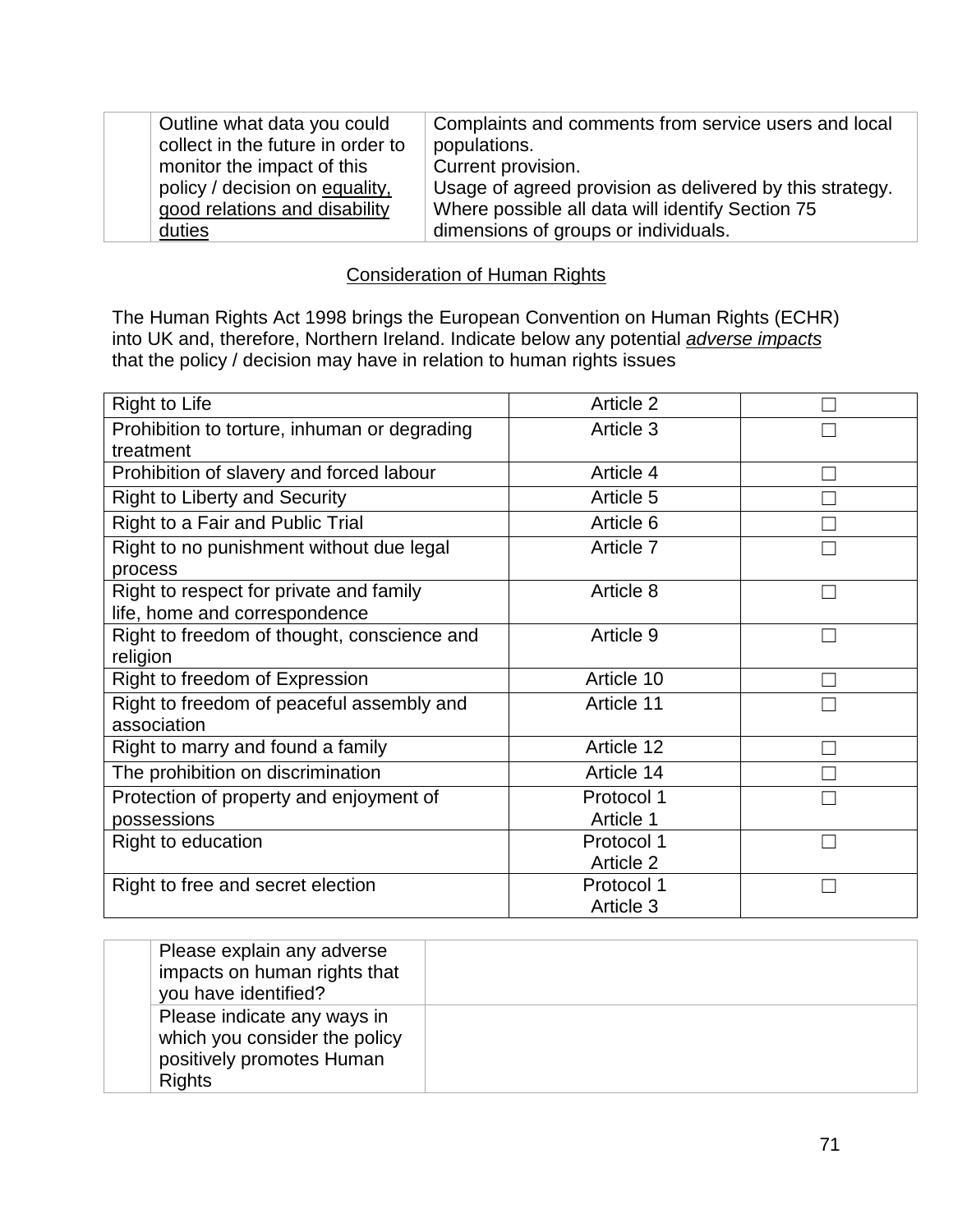| | Outline what data you could collect in the future in order to monitor the impact of this policy / decision on <u>equality, good relations and disability duties</u> | Complaints and comments from service users and local populations.<br>Current provision.<br>Usage of agreed provision as delivered by this strategy.<br>Where possible all data will identify Section 75 dimensions of groups or individuals. |
|---|---|---|

## <u>Consideration of Human Rights</u>

The Human Rights Act 1998 brings the European Convention on Human Rights (ECHR) into UK and, therefore, Northern Ireland. Indicate below any potential <u>*adverse impacts*</u> that the policy / decision may have in relation to human rights issues

| | | |
|---|---|---|
| Right to Life | Article 2 | ☐ |
| Prohibition to torture, inhuman or degrading treatment | Article 3 | ☐ |
| Prohibition of slavery and forced labour | Article 4 | ☐ |
| Right to Liberty and Security | Article 5 | ☐ |
| Right to a Fair and Public Trial | Article 6 | ☐ |
| Right to no punishment without due legal process | Article 7 | ☐ |
| Right to respect for private and family life, home and correspondence | Article 8 | ☐ |
| Right to freedom of thought, conscience and religion | Article 9 | ☐ |
| Right to freedom of Expression | Article 10 | ☐ |
| Right to freedom of peaceful assembly and association | Article 11 | ☐ |
| Right to marry and found a family | Article 12 | ☐ |
| The prohibition on discrimination | Article 14 | ☐ |
| Protection of property and enjoyment of possessions | Protocol 1 Article 1 | ☐ |
| Right to education | Protocol 1 Article 2 | ☐ |
| Right to free and secret election | Protocol 1 Article 3 | ☐ |

| | | |
|---|---|---|
| | Please explain any adverse impacts on human rights that you have identified? | |
| | Please indicate any ways in which you consider the policy positively promotes Human Rights | |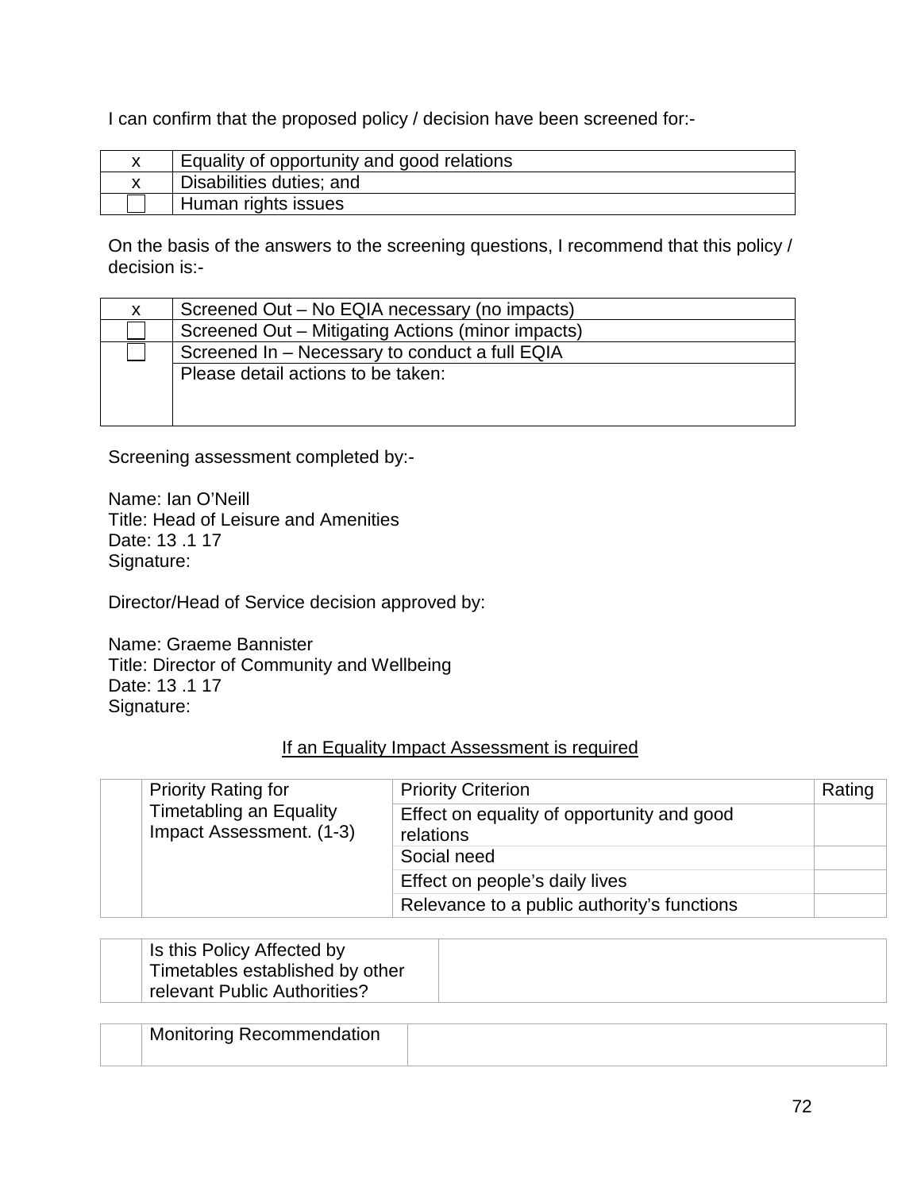I can confirm that the proposed policy / decision have been screened for:-

| | |
|---|---|
| x | Equality of opportunity and good relations |
| x | Disabilities duties; and |
| ☐ | Human rights issues |

On the basis of the answers to the screening questions, I recommend that this policy / decision is:-

| | |
|---|---|
| x | Screened Out – No EQIA necessary (no impacts) |
| ☐ | Screened Out – Mitigating Actions (minor impacts) |
| ☐ | Screened In – Necessary to conduct a full EQIA |
| | Please detail actions to be taken: |

Screening assessment completed by:-

Name: Ian O'Neill
Title: Head of Leisure and Amenities
Date: 13 .1 17
Signature:

Director/Head of Service decision approved by:

Name: Graeme Bannister
Title: Director of Community and Wellbeing
Date: 13 .1 17
Signature:

If an Equality Impact Assessment is required

| | | | |
|---|---|---|---|
| | Priority Rating for Timetabling an Equality Impact Assessment. (1-3) | Priority Criterion | Rating |
| | | Effect on equality of opportunity and good relations | |
| | | Social need | |
| | | Effect on people's daily lives | |
| | | Relevance to a public authority's functions | |

| | | |
|---|---|---|
| | Is this Policy Affected by Timetables established by other relevant Public Authorities? | |

| | | |
|---|---|---|
| | Monitoring Recommendation | |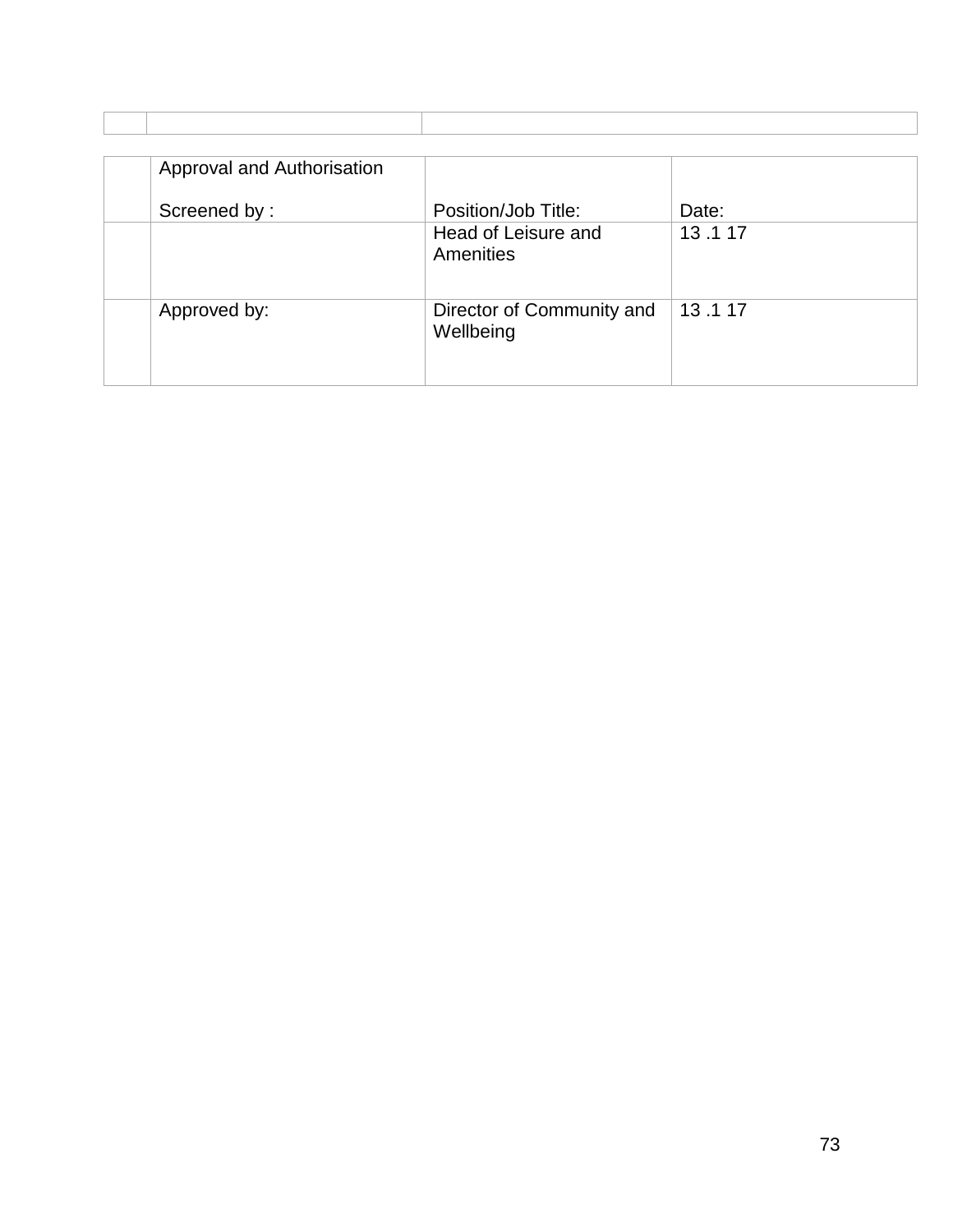| | | |
|---|---|---|
| | | |

| | | | |
|---|---|---|---|
| | Approval and Authorisation<br><br>Screened by : | Position/Job Title: | Date: |
| | | Head of Leisure and Amenities | 13 .1 17 |
| | Approved by: | Director of Community and Wellbeing | 13 .1 17 |